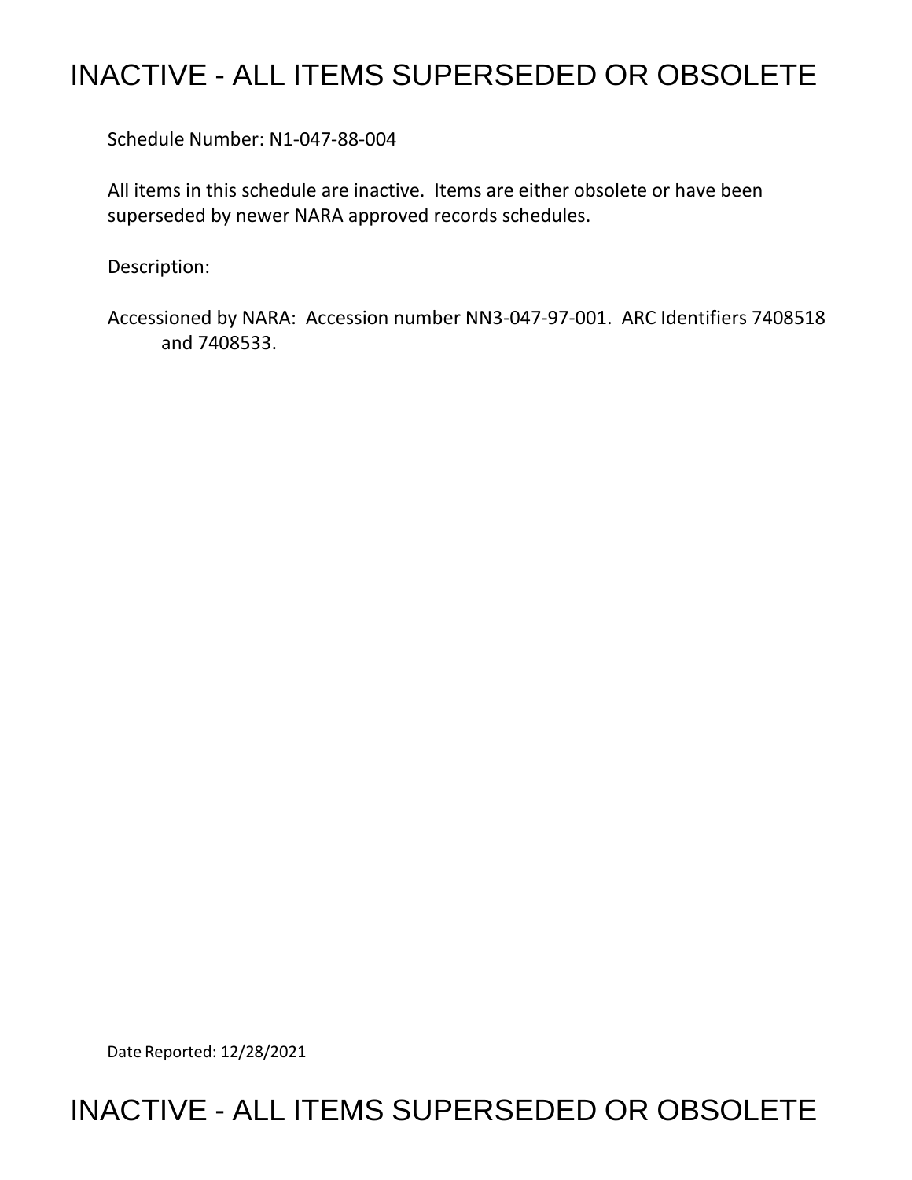# INACTIVE - ALL ITEMS SUPERSEDED OR OBSOLETE

Schedule Number: N1-047-88-004

All items in this schedule are inactive. Items are either obsolete or have been superseded by newer NARA approved records schedules.

Description:

Accessioned by NARA: Accession number NN3-047-97-001. ARC Identifiers 7408518 and 7408533.

Date Reported: 12/28/2021

# INACTIVE - ALL ITEMS SUPERSEDED OR OBSOLETE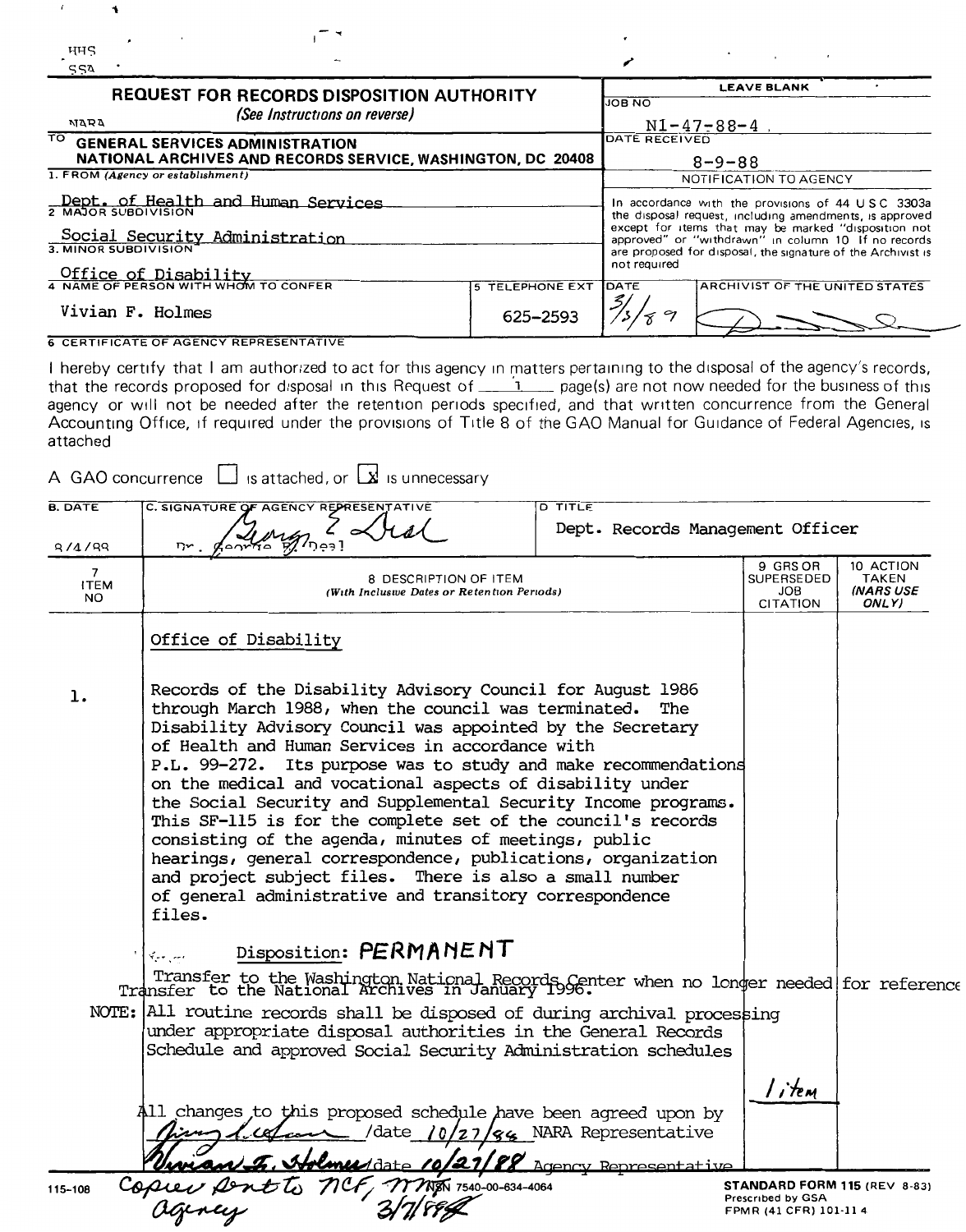HHS
SSA
NARA

## REQUEST FOR RECORDS DISPOSITION AUTHORITY

*(See Instructions on reverse)*

TO **GENERAL SERVICES ADMINISTRATION NATIONAL ARCHIVES AND RECORDS SERVICE, WASHINGTON, DC 20408**

| | |
|---|---|
| LEAVE BLANK | |
| JOB NO | N1-47-88-4 |
| DATE RECEIVED | 8-9-88 |

1. FROM *(Agency or establishment)*
Dept. of Health and Human Services

2. MAJOR SUBDIVISION
Social Security Administration

3. MINOR SUBDIVISION
Office of Disability

4. NAME OF PERSON WITH WHOM TO CONFER
Vivian F. Holmes

5. TELEPHONE EXT
625-2593

NOTIFICATION TO AGENCY

In accordance with the provisions of 44 U S C 3303a the disposal request, including amendments, is approved except for items that may be marked "disposition not approved" or "withdrawn" in column 10 If no records are proposed for disposal, the signature of the Archivist is not required

| DATE | ARCHIVIST OF THE UNITED STATES |
|---|---|
| 3/3/89 | [signature] |

6. CERTIFICATE OF AGENCY REPRESENTATIVE

I hereby certify that I am authorized to act for this agency in matters pertaining to the disposal of the agency's records, that the records proposed for disposal in this Request of 1 page(s) are not now needed for the business of this agency or will not be needed after the retention periods specified, and that written concurrence from the General Accounting Office, if required under the provisions of Title 8 of the GAO Manual for Guidance of Federal Agencies, is attached

A GAO concurrence ☐ is attached, or ☒ is unnecessary

| B. DATE | C. SIGNATURE OF AGENCY REPRESENTATIVE | D TITLE |
|---|---|---|
| 8/4/88 | [signature] Dr. George E. Deal | Dept. Records Management Officer |

| 7 ITEM NO | 8 DESCRIPTION OF ITEM *(With Inclusive Dates or Retention Periods)* | 9 GRS OR SUPERSEDED JOB CITATION | 10 ACTION TAKEN *(NARS USE ONLY)* |
|---|---|---|---|
| | Office of Disability | | |
| 1. | Records of the Disability Advisory Council for August 1986 through March 1988, when the council was terminated. The Disability Advisory Council was appointed by the Secretary of Health and Human Services in accordance with P.L. 99-272. Its purpose was to study and make recommendations on the medical and vocational aspects of disability under the Social Security and Supplemental Security Income programs. This SF-115 is for the complete set of the council's records consisting of the agenda, minutes of meetings, public hearings, general correspondence, publications, organization and project subject files. There is also a small number of general administrative and transitory correspondence files. | | |
| | Disposition: PERMANENT | | |
| | Transfer to the Washington National Records Center when no longer needed for reference. Transfer to the National Archives in January 1996. | | |
| NOTE: | All routine records shall be disposed of during archival processing under appropriate disposal authorities in the General Records Schedule and approved Social Security Administration schedules | | |
| | | 1 item | |

All changes to this proposed schedule have been agreed upon by
[signature] /date 10/27/88 NARA Representative
Vivian F. Holmes /date 10/27/88 Agency Representative

115-108 Copies sent to NCF, NN, agency 3/7/89

NSN 7540-00-634-4064

**STANDARD FORM 115 (REV 8-83)**
Prescribed by GSA
FPMR (41 CFR) 101-11 4